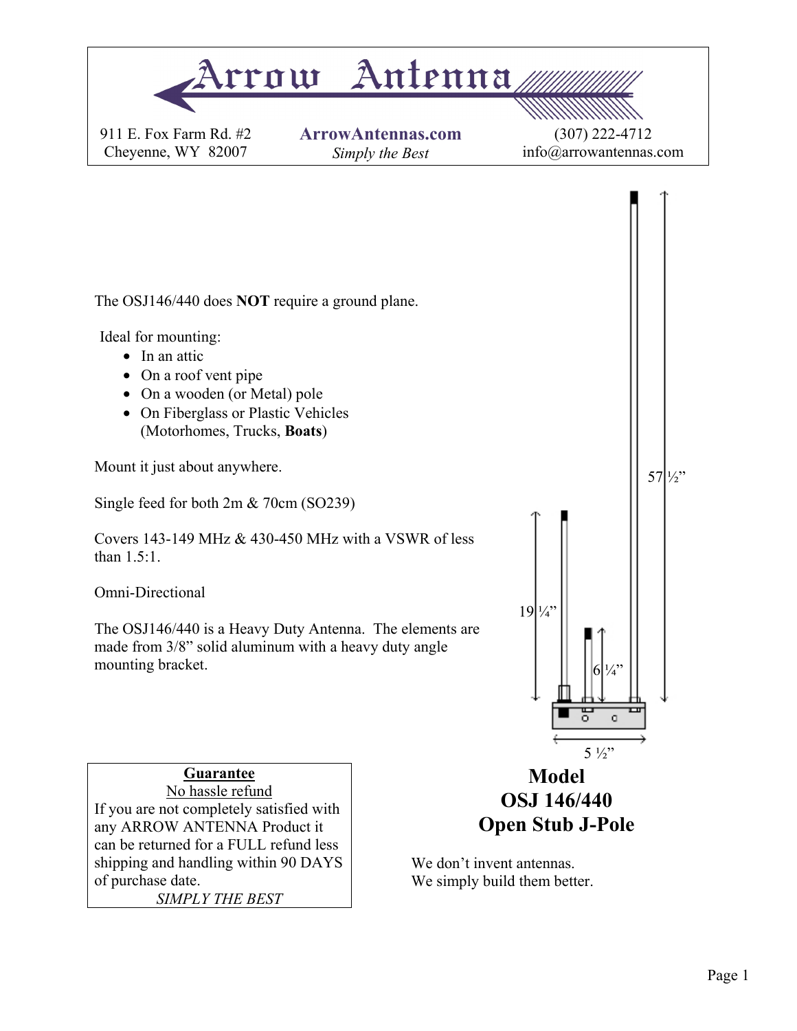# Arrow Antenna

911 E. Fox Farm Rd. #2
Cheyenne, WY 82007

**ArrowAntennas.com**
*Simply the Best*

(307) 222-4712
info@arrowantennas.com

The OSJ146/440 does **NOT** require a ground plane.

Ideal for mounting:

- In an attic
- On a roof vent pipe
- On a wooden (or Metal) pole
- On Fiberglass or Plastic Vehicles (Motorhomes, Trucks, **Boats**)

Mount it just about anywhere.

Single feed for both 2m & 70cm (SO239)

Covers 143-149 MHz & 430-450 MHz with a VSWR of less than 1.5:1.

Omni-Directional

The OSJ146/440 is a Heavy Duty Antenna. The elements are made from 3/8" solid aluminum with a heavy duty angle mounting bracket.

57 ½"

19 ¼"

6 ¼"

5 ½"

## Model OSJ 146/440 Open Stub J-Pole

**Guarantee**
No hassle refund
If you are not completely satisfied with any ARROW ANTENNA Product it can be returned for a FULL refund less shipping and handling within 90 DAYS of purchase date.
*SIMPLY THE BEST*

We don't invent antennas.
We simply build them better.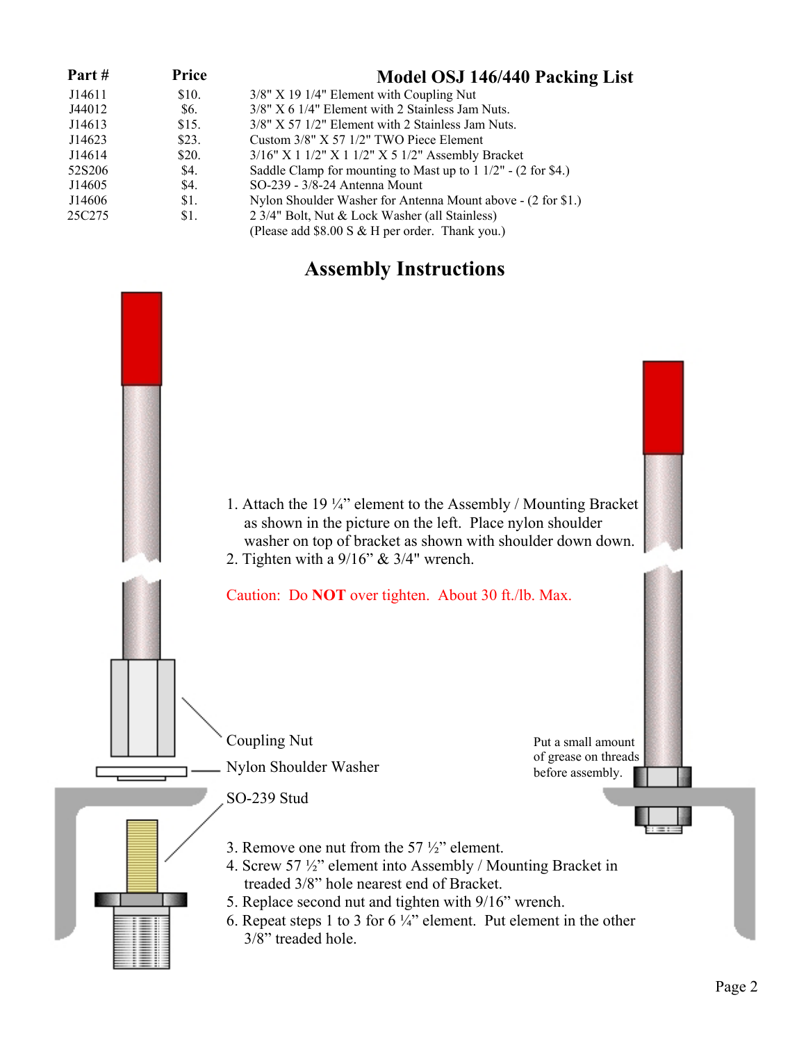| Part # | Price | Model OSJ 146/440 Packing List |
|---|---|---|
| J14611 | $10. | 3/8" X 19 1/4" Element with Coupling Nut |
| J44012 | $6. | 3/8" X 6 1/4" Element with 2 Stainless Jam Nuts. |
| J14613 | $15. | 3/8" X 57 1/2" Element with 2 Stainless Jam Nuts. |
| J14623 | $23. | Custom 3/8" X 57 1/2" TWO Piece Element |
| J14614 | $20. | 3/16" X 1 1/2" X 1 1/2" X 5 1/2" Assembly Bracket |
| 52S206 | $4. | Saddle Clamp for mounting to Mast up to 1 1/2" - (2 for $4.) |
| J14605 | $4. | SO-239 - 3/8-24 Antenna Mount |
| J14606 | $1. | Nylon Shoulder Washer for Antenna Mount above - (2 for $1.) |
| 25C275 | $1. | 2 3/4" Bolt, Nut & Lock Washer (all Stainless) |
| | | (Please add $8.00 S & H per order. Thank you.) |

# Assembly Instructions

1. Attach the 19 ¼" element to the Assembly / Mounting Bracket as shown in the picture on the left. Place nylon shoulder washer on top of bracket as shown with shoulder down down.
2. Tighten with a 9/16" & 3/4" wrench.

Caution: Do **NOT** over tighten. About 30 ft./lb. Max.

Coupling Nut

Nylon Shoulder Washer

SO-239 Stud

Put a small amount of grease on threads before assembly.

3. Remove one nut from the 57 ½" element.
4. Screw 57 ½" element into Assembly / Mounting Bracket in treaded 3/8" hole nearest end of Bracket.
5. Replace second nut and tighten with 9/16" wrench.
6. Repeat steps 1 to 3 for 6 ¼" element. Put element in the other 3/8" treaded hole.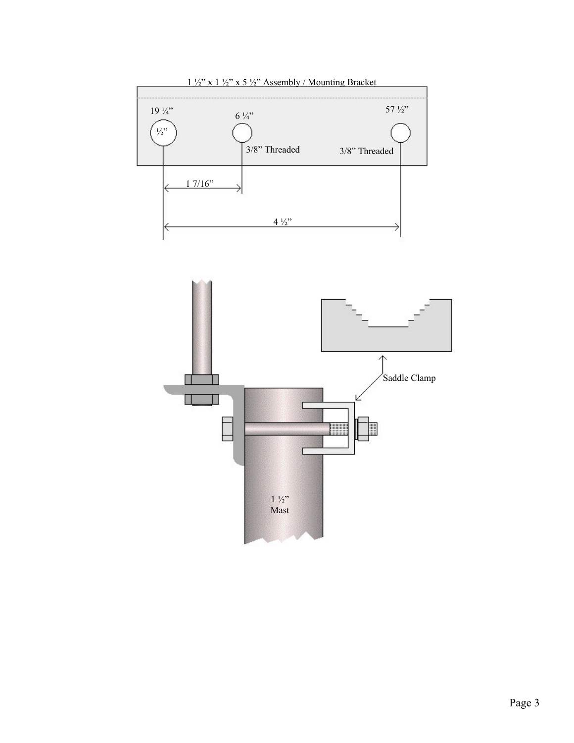1 ½" x 1 ½" x 5 ½" Assembly / Mounting Bracket

19 ¼"

½"

6 ¼"

3/8" Threaded

57 ½"

3/8" Threaded

1 7/16"

4 ½"

Saddle Clamp

1 ½"
Mast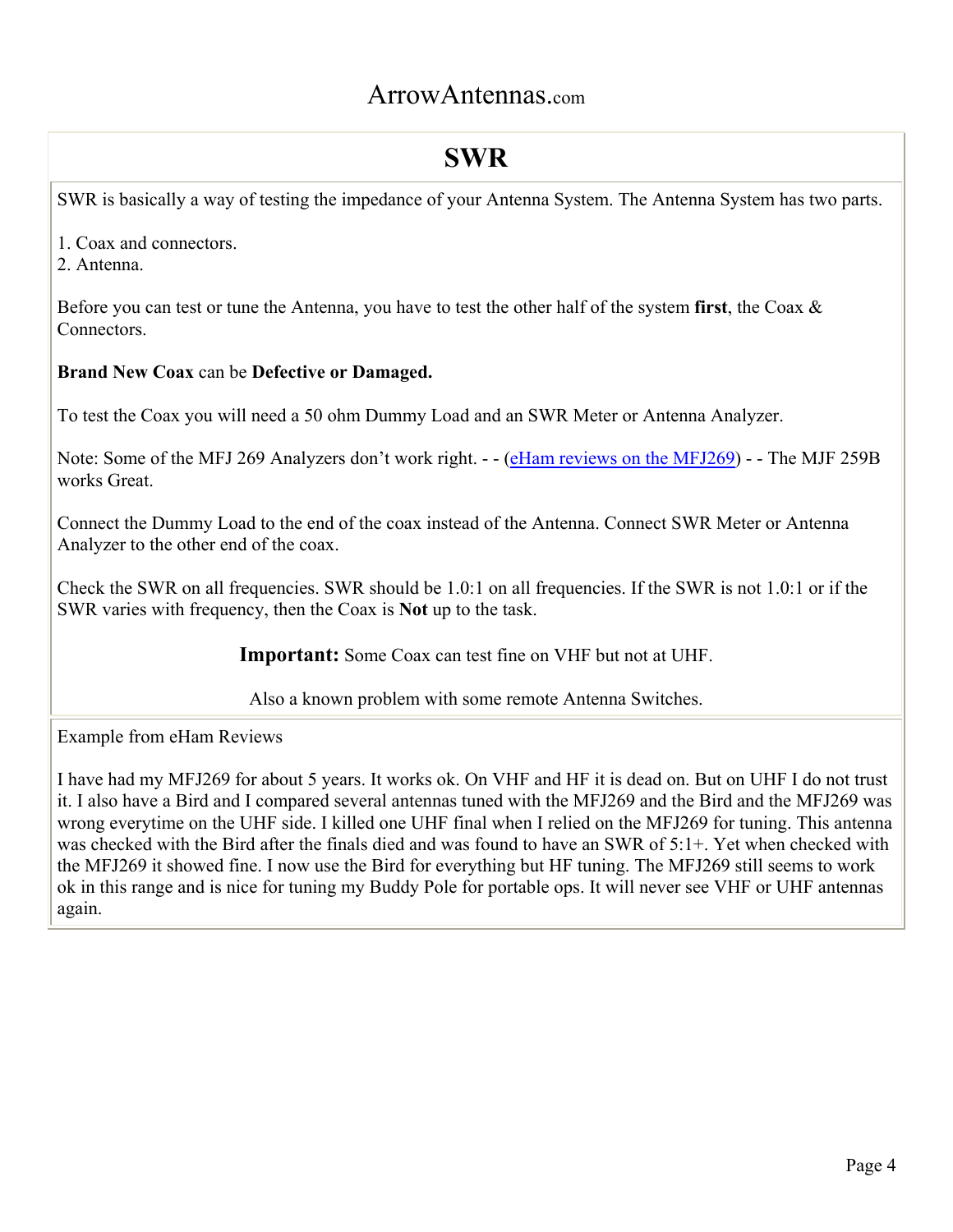# SWR

SWR is basically a way of testing the impedance of your Antenna System. The Antenna System has two parts.

1. Coax and connectors.
2. Antenna.

Before you can test or tune the Antenna, you have to test the other half of the system **first**, the Coax & Connectors.

**Brand New Coax** can be **Defective or Damaged.**

To test the Coax you will need a 50 ohm Dummy Load and an SWR Meter or Antenna Analyzer.

Note: Some of the MFJ 269 Analyzers don't work right. - - (eHam reviews on the MFJ269) - - The MJF 259B works Great.

Connect the Dummy Load to the end of the coax instead of the Antenna. Connect SWR Meter or Antenna Analyzer to the other end of the coax.

Check the SWR on all frequencies. SWR should be 1.0:1 on all frequencies. If the SWR is not 1.0:1 or if the SWR varies with frequency, then the Coax is **Not** up to the task.

**Important:** Some Coax can test fine on VHF but not at UHF.

Also a known problem with some remote Antenna Switches.

Example from eHam Reviews

I have had my MFJ269 for about 5 years. It works ok. On VHF and HF it is dead on. But on UHF I do not trust it. I also have a Bird and I compared several antennas tuned with the MFJ269 and the Bird and the MFJ269 was wrong everytime on the UHF side. I killed one UHF final when I relied on the MFJ269 for tuning. This antenna was checked with the Bird after the finals died and was found to have an SWR of 5:1+. Yet when checked with the MFJ269 it showed fine. I now use the Bird for everything but HF tuning. The MFJ269 still seems to work ok in this range and is nice for tuning my Buddy Pole for portable ops. It will never see VHF or UHF antennas again.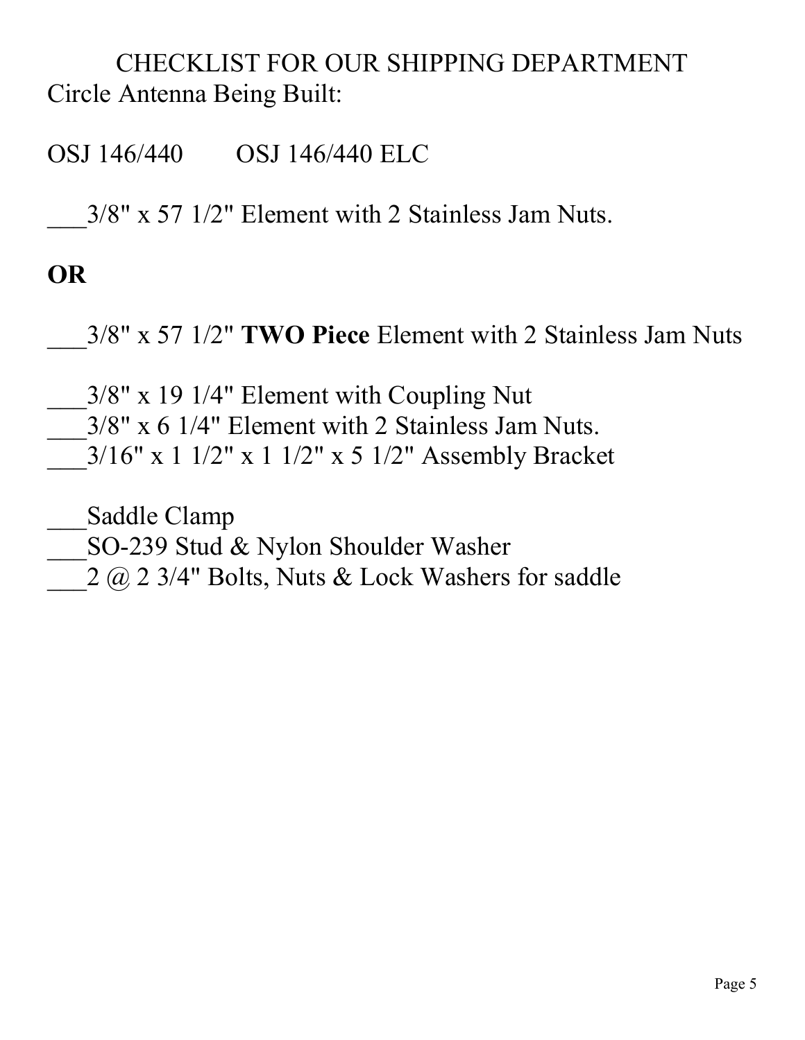# CHECKLIST FOR OUR SHIPPING DEPARTMENT

Circle Antenna Being Built:

OSJ 146/440        OSJ 146/440 ELC

___3/8" x 57 1/2" Element with 2 Stainless Jam Nuts.

**OR**

___3/8" x 57 1/2" **TWO Piece** Element with 2 Stainless Jam Nuts

___3/8" x 19 1/4" Element with Coupling Nut
___3/8" x 6 1/4" Element with 2 Stainless Jam Nuts.
___3/16" x 1 1/2" x 1 1/2" x 5 1/2" Assembly Bracket

___Saddle Clamp
___SO-239 Stud & Nylon Shoulder Washer
___2 @ 2 3/4" Bolts, Nuts & Lock Washers for saddle